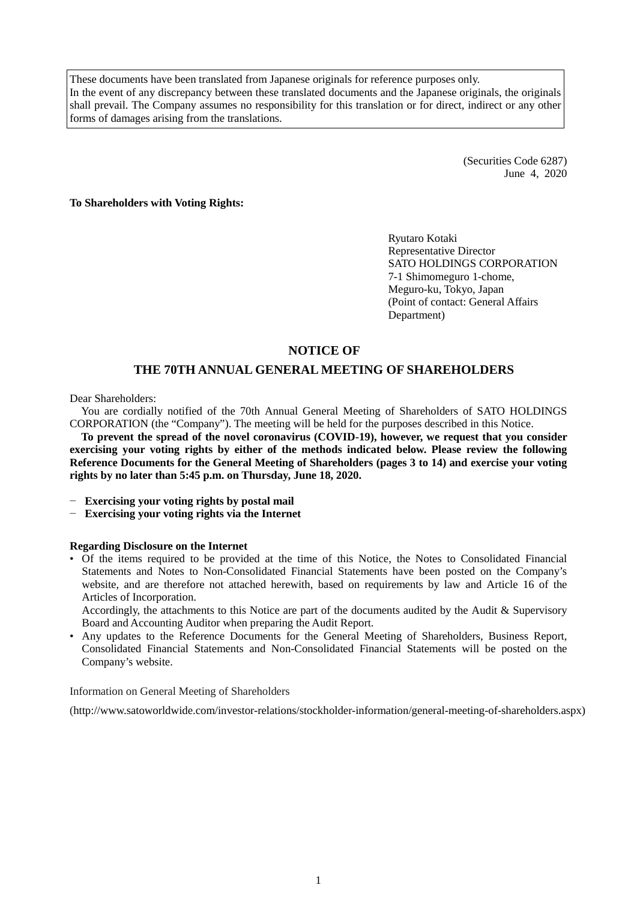These documents have been translated from Japanese originals for reference purposes only.
In the event of any discrepancy between these translated documents and the Japanese originals, the originals shall prevail. The Company assumes no responsibility for this translation or for direct, indirect or any other forms of damages arising from the translations.

(Securities Code 6287)
June 4, 2020

**To Shareholders with Voting Rights:**

Ryutaro Kotaki
Representative Director
SATO HOLDINGS CORPORATION
7-1 Shimomeguro 1-chome,
Meguro-ku, Tokyo, Japan
(Point of contact: General Affairs Department)

# NOTICE OF
# THE 70TH ANNUAL GENERAL MEETING OF SHAREHOLDERS

Dear Shareholders:

You are cordially notified of the 70th Annual General Meeting of Shareholders of SATO HOLDINGS CORPORATION (the "Company"). The meeting will be held for the purposes described in this Notice.

**To prevent the spread of the novel coronavirus (COVID-19), however, we request that you consider exercising your voting rights by either of the methods indicated below. Please review the following Reference Documents for the General Meeting of Shareholders (pages 3 to 14) and exercise your voting rights by no later than 5:45 p.m. on Thursday, June 18, 2020.**

- **Exercising your voting rights by postal mail**
- **Exercising your voting rights via the Internet**

**Regarding Disclosure on the Internet**

- Of the items required to be provided at the time of this Notice, the Notes to Consolidated Financial Statements and Notes to Non-Consolidated Financial Statements have been posted on the Company's website, and are therefore not attached herewith, based on requirements by law and Article 16 of the Articles of Incorporation.

  Accordingly, the attachments to this Notice are part of the documents audited by the Audit & Supervisory Board and Accounting Auditor when preparing the Audit Report.
- Any updates to the Reference Documents for the General Meeting of Shareholders, Business Report, Consolidated Financial Statements and Non-Consolidated Financial Statements will be posted on the Company's website.

Information on General Meeting of Shareholders

(http://www.satoworldwide.com/investor-relations/stockholder-information/general-meeting-of-shareholders.aspx)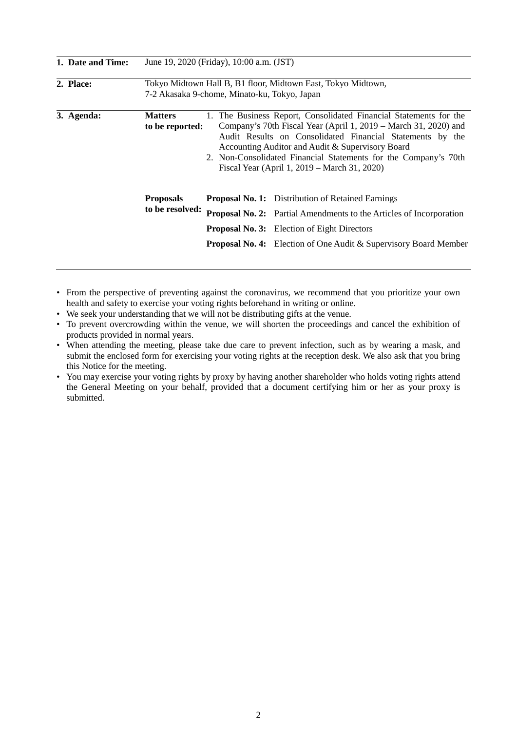| | | |
|---|---|---|
| **1. Date and Time:** | June 19, 2020 (Friday), 10:00 a.m. (JST) | |
| **2. Place:** | Tokyo Midtown Hall B, B1 floor, Midtown East, Tokyo Midtown, 7-2 Akasaka 9-chome, Minato-ku, Tokyo, Japan | |
| **3. Agenda:** | **Matters to be reported:** | 1. The Business Report, Consolidated Financial Statements for the Company's 70th Fiscal Year (April 1, 2019 – March 31, 2020) and Audit Results on Consolidated Financial Statements by the Accounting Auditor and Audit & Supervisory Board<br>2. Non-Consolidated Financial Statements for the Company's 70th Fiscal Year (April 1, 2019 – March 31, 2020) |
| | **Proposals to be resolved:** | **Proposal No. 1:** Distribution of Retained Earnings<br>**Proposal No. 2:** Partial Amendments to the Articles of Incorporation<br>**Proposal No. 3:** Election of Eight Directors<br>**Proposal No. 4:** Election of One Audit & Supervisory Board Member |

- From the perspective of preventing against the coronavirus, we recommend that you prioritize your own health and safety to exercise your voting rights beforehand in writing or online.
- We seek your understanding that we will not be distributing gifts at the venue.
- To prevent overcrowding within the venue, we will shorten the proceedings and cancel the exhibition of products provided in normal years.
- When attending the meeting, please take due care to prevent infection, such as by wearing a mask, and submit the enclosed form for exercising your voting rights at the reception desk. We also ask that you bring this Notice for the meeting.
- You may exercise your voting rights by proxy by having another shareholder who holds voting rights attend the General Meeting on your behalf, provided that a document certifying him or her as your proxy is submitted.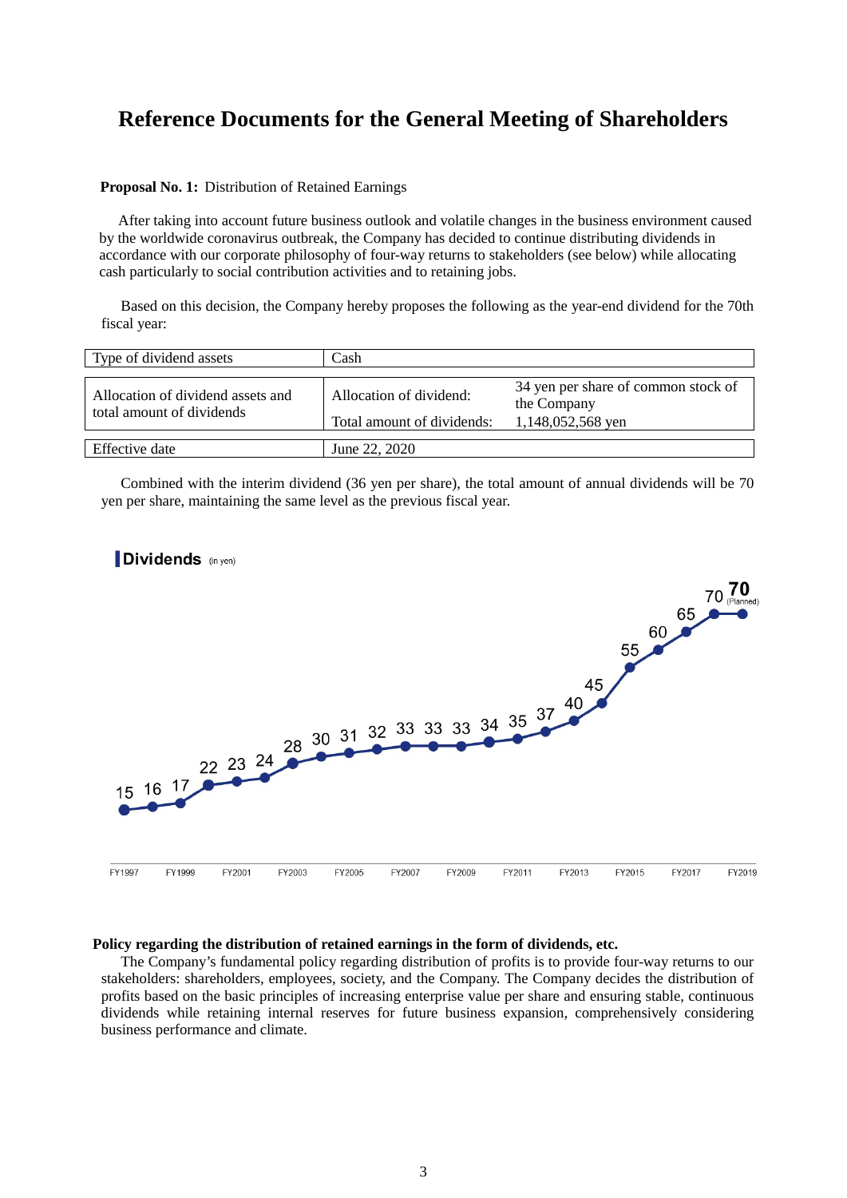# Reference Documents for the General Meeting of Shareholders

**Proposal No. 1:** Distribution of Retained Earnings

After taking into account future business outlook and volatile changes in the business environment caused by the worldwide coronavirus outbreak, the Company has decided to continue distributing dividends in accordance with our corporate philosophy of four-way returns to stakeholders (see below) while allocating cash particularly to social contribution activities and to retaining jobs.

Based on this decision, the Company hereby proposes the following as the year-end dividend for the 70th fiscal year:

| | | |
|---|---|---|
| Type of dividend assets | Cash | |
| Allocation of dividend assets and total amount of dividends | Allocation of dividend: | 34 yen per share of common stock of the Company |
| | Total amount of dividends: | 1,148,052,568 yen |
| Effective date | June 22, 2020 | |

Combined with the interim dividend (36 yen per share), the total amount of annual dividends will be 70 yen per share, maintaining the same level as the previous fiscal year.

**Dividends** (in yen)

| FY1997 | FY1998 | FY1999 | FY2000 | FY2001 | FY2002 | FY2003 | FY2004 | FY2005 | FY2006 | FY2007 | FY2008 | FY2009 | FY2010 | FY2011 | FY2012 | FY2013 | FY2014 | FY2015 | FY2016 | FY2017 | FY2018 | FY2019 |
|---|---|---|---|---|---|---|---|---|---|---|---|---|---|---|---|---|---|---|---|---|---|---|
| 15 | 16 | 17 | 22 | 23 | 24 | 28 | 30 | 31 | 32 | 33 | 33 | 33 | 34 | 35 | 37 | 40 | 45 | 55 | 60 | 65 | 70 | 70 (Planned) |

**Policy regarding the distribution of retained earnings in the form of dividends, etc.**

The Company's fundamental policy regarding distribution of profits is to provide four-way returns to our stakeholders: shareholders, employees, society, and the Company. The Company decides the distribution of profits based on the basic principles of increasing enterprise value per share and ensuring stable, continuous dividends while retaining internal reserves for future business expansion, comprehensively considering business performance and climate.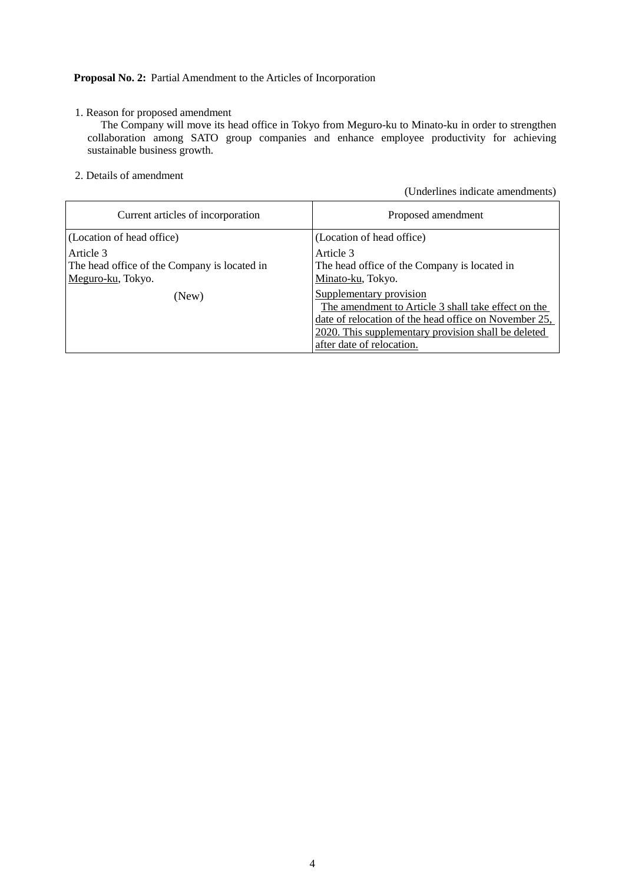**Proposal No. 2:** Partial Amendment to the Articles of Incorporation

1. Reason for proposed amendment

   The Company will move its head office in Tokyo from Meguro-ku to Minato-ku in order to strengthen collaboration among SATO group companies and enhance employee productivity for achieving sustainable business growth.

2. Details of amendment

(Underlines indicate amendments)

| Current articles of incorporation | Proposed amendment |
|---|---|
| (Location of head office)<br>Article 3<br>The head office of the Company is located in <u>Meguro-ku</u>, Tokyo. | (Location of head office)<br>Article 3<br>The head office of the Company is located in <u>Minato-ku</u>, Tokyo. |
| (New) | <u>Supplementary provision</u><br><u>The amendment to Article 3 shall take effect on the date of relocation of the head office on November 25, 2020. This supplementary provision shall be deleted after date of relocation.</u> |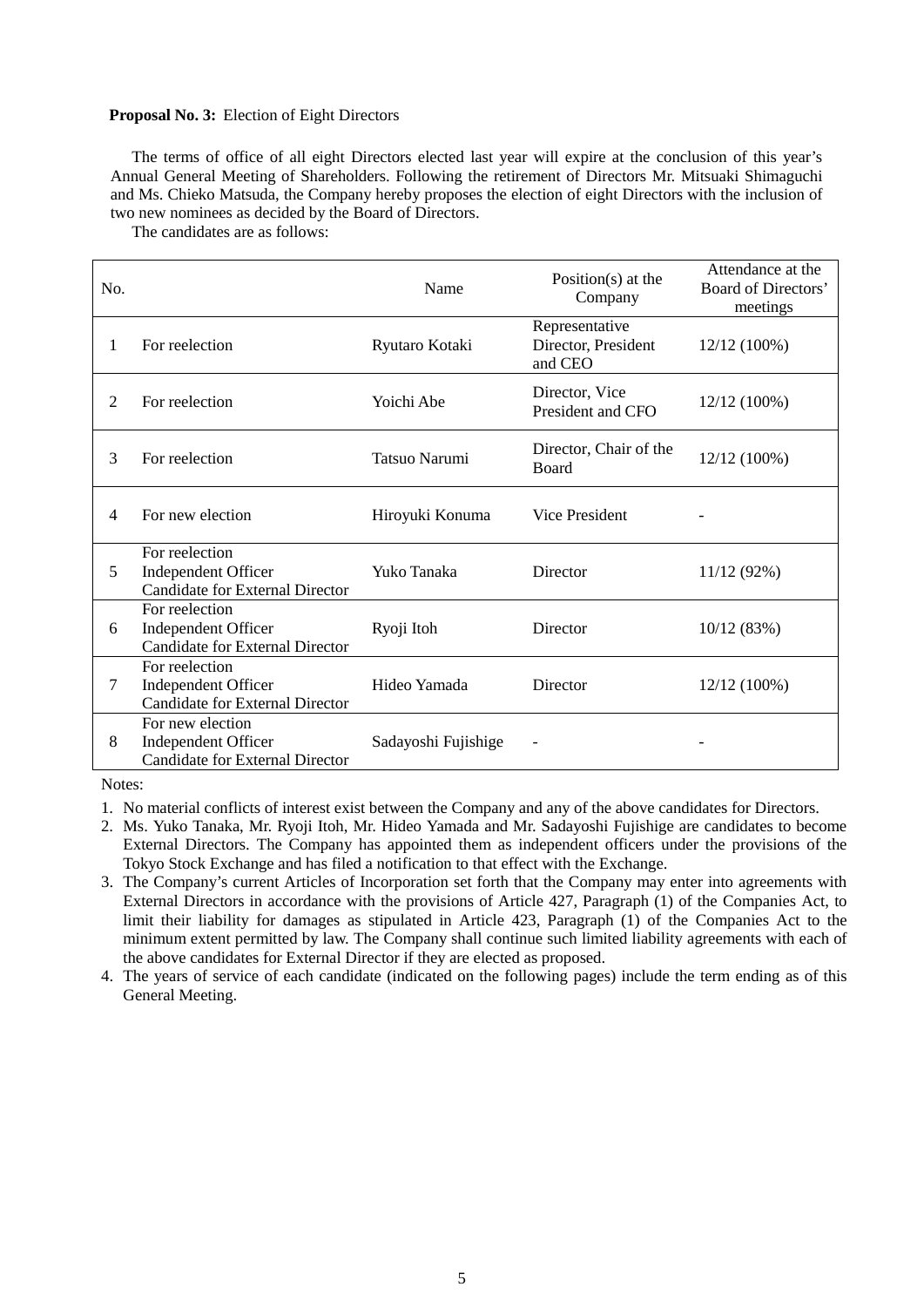**Proposal No. 3:** Election of Eight Directors

The terms of office of all eight Directors elected last year will expire at the conclusion of this year's Annual General Meeting of Shareholders. Following the retirement of Directors Mr. Mitsuaki Shimaguchi and Ms. Chieko Matsuda, the Company hereby proposes the election of eight Directors with the inclusion of two new nominees as decided by the Board of Directors.

The candidates are as follows:

| No. | | Name | Position(s) at the Company | Attendance at the Board of Directors' meetings |
|---|---|---|---|---|
| 1 | For reelection | Ryutaro Kotaki | Representative Director, President and CEO | 12/12 (100%) |
| 2 | For reelection | Yoichi Abe | Director, Vice President and CFO | 12/12 (100%) |
| 3 | For reelection | Tatsuo Narumi | Director, Chair of the Board | 12/12 (100%) |
| 4 | For new election | Hiroyuki Konuma | Vice President | - |
| 5 | For reelection<br>Independent Officer<br>Candidate for External Director | Yuko Tanaka | Director | 11/12 (92%) |
| 6 | For reelection<br>Independent Officer<br>Candidate for External Director | Ryoji Itoh | Director | 10/12 (83%) |
| 7 | For reelection<br>Independent Officer<br>Candidate for External Director | Hideo Yamada | Director | 12/12 (100%) |
| 8 | For new election<br>Independent Officer<br>Candidate for External Director | Sadayoshi Fujishige | - | - |

Notes:

1. No material conflicts of interest exist between the Company and any of the above candidates for Directors.
2. Ms. Yuko Tanaka, Mr. Ryoji Itoh, Mr. Hideo Yamada and Mr. Sadayoshi Fujishige are candidates to become External Directors. The Company has appointed them as independent officers under the provisions of the Tokyo Stock Exchange and has filed a notification to that effect with the Exchange.
3. The Company's current Articles of Incorporation set forth that the Company may enter into agreements with External Directors in accordance with the provisions of Article 427, Paragraph (1) of the Companies Act, to limit their liability for damages as stipulated in Article 423, Paragraph (1) of the Companies Act to the minimum extent permitted by law. The Company shall continue such limited liability agreements with each of the above candidates for External Director if they are elected as proposed.
4. The years of service of each candidate (indicated on the following pages) include the term ending as of this General Meeting.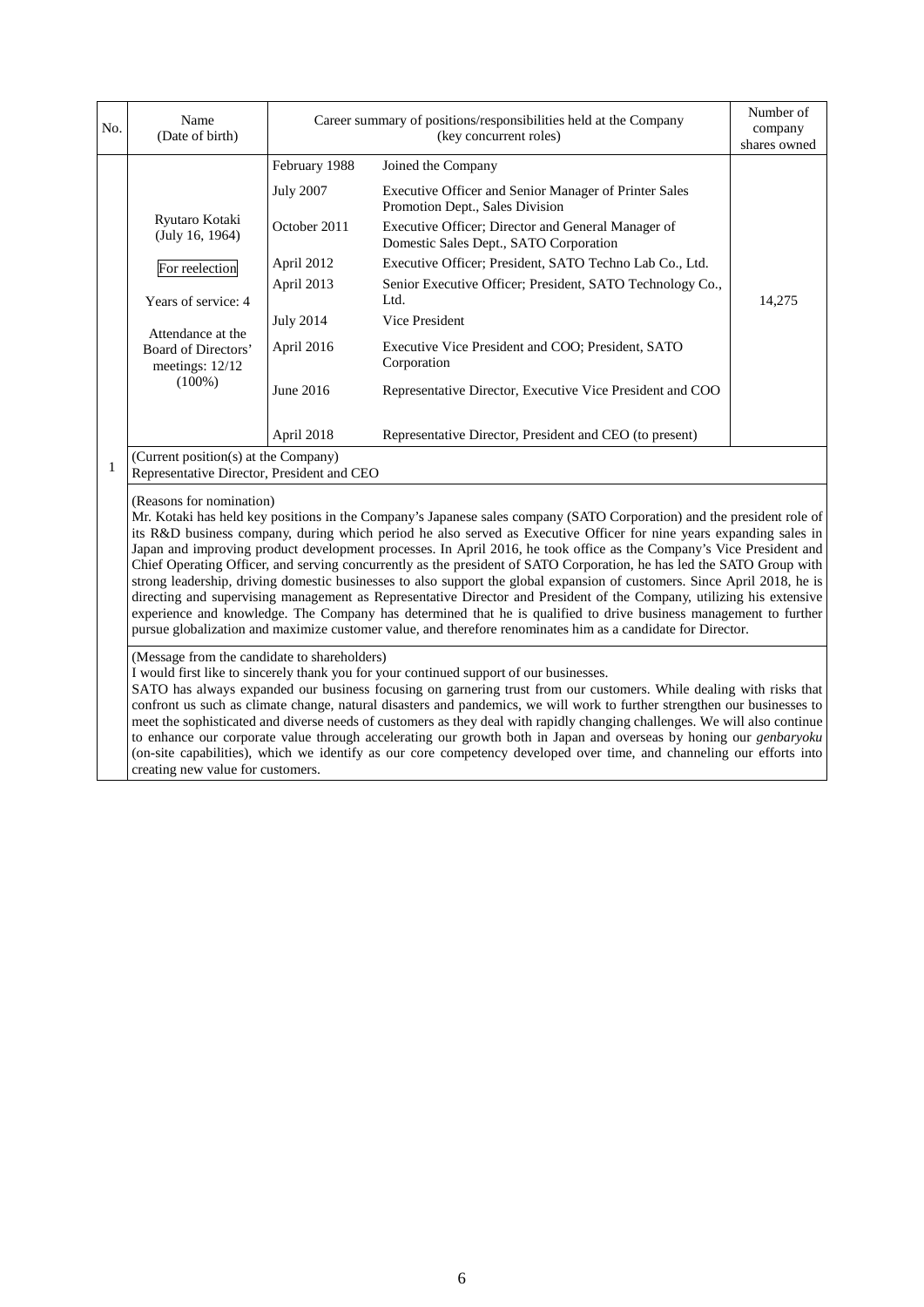| No. | Name (Date of birth) | Career summary of positions/responsibilities held at the Company (key concurrent roles) | | Number of company shares owned |
|---|---|---|---|---|
| 1 | Ryutaro Kotaki (July 16, 1964)<br><br>For reelection<br><br>Years of service: 4<br><br>Attendance at the Board of Directors' meetings: 12/12 (100%) | February 1988 | Joined the Company | 14,275 |
| | | July 2007 | Executive Officer and Senior Manager of Printer Sales Promotion Dept., Sales Division | |
| | | October 2011 | Executive Officer; Director and General Manager of Domestic Sales Dept., SATO Corporation | |
| | | April 2012 | Executive Officer; President, SATO Techno Lab Co., Ltd. | |
| | | April 2013 | Senior Executive Officer; President, SATO Technology Co., Ltd. | |
| | | July 2014 | Vice President | |
| | | April 2016 | Executive Vice President and COO; President, SATO Corporation | |
| | | June 2016 | Representative Director, Executive Vice President and COO | |
| | | April 2018 | Representative Director, President and CEO (to present) | |
| | (Current position(s) at the Company)<br>Representative Director, President and CEO | | | |
| | (Reasons for nomination)<br>Mr. Kotaki has held key positions in the Company's Japanese sales company (SATO Corporation) and the president role of its R&D business company, during which period he also served as Executive Officer for nine years expanding sales in Japan and improving product development processes. In April 2016, he took office as the Company's Vice President and Chief Operating Officer, and serving concurrently as the president of SATO Corporation, he has led the SATO Group with strong leadership, driving domestic businesses to also support the global expansion of customers. Since April 2018, he is directing and supervising management as Representative Director and President of the Company, utilizing his extensive experience and knowledge. The Company has determined that he is qualified to drive business management to further pursue globalization and maximize customer value, and therefore renominates him as a candidate for Director. | | | |
| | (Message from the candidate to shareholders)<br>I would first like to sincerely thank you for your continued support of our businesses.<br>SATO has always expanded our business focusing on garnering trust from our customers. While dealing with risks that confront us such as climate change, natural disasters and pandemics, we will work to further strengthen our businesses to meet the sophisticated and diverse needs of customers as they deal with rapidly changing challenges. We will also continue to enhance our corporate value through accelerating our growth both in Japan and overseas by honing our *genbaryoku* (on-site capabilities), which we identify as our core competency developed over time, and channeling our efforts into creating new value for customers. | | | |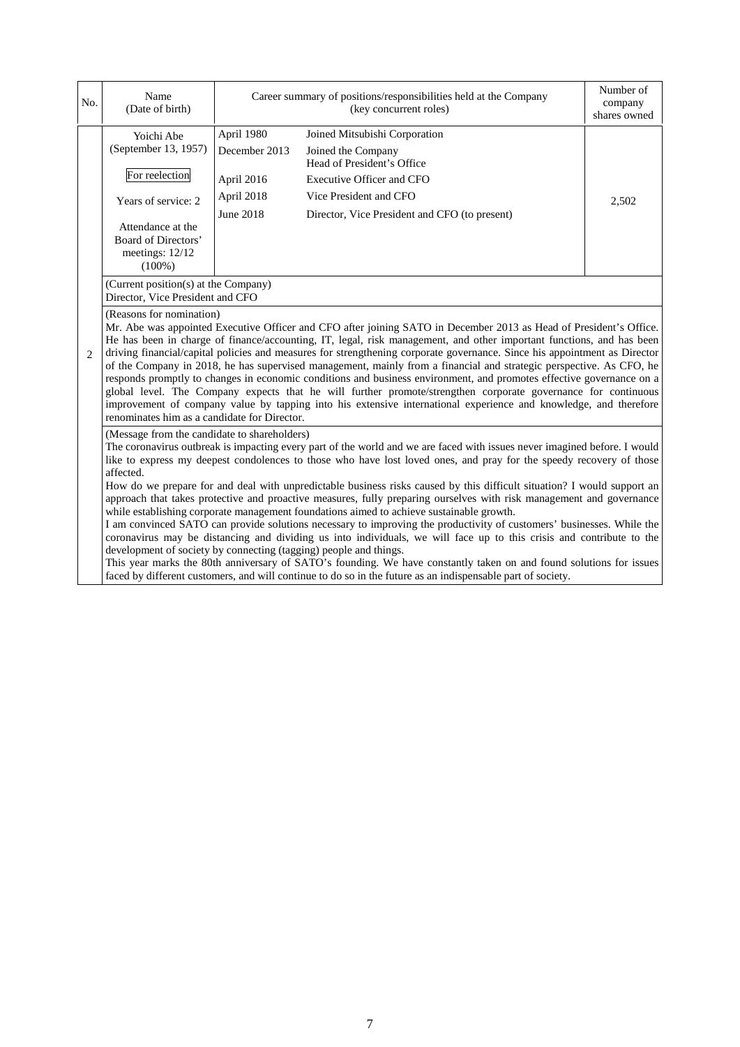| No. | Name (Date of birth) | Career summary of positions/responsibilities held at the Company (key concurrent roles) | | Number of company shares owned |
|---|---|---|---|---|
| 2 | Yoichi Abe (September 13, 1957)<br><br>For reelection<br><br>Years of service: 2<br><br>Attendance at the Board of Directors' meetings: 12/12 (100%) | April 1980<br>December 2013<br><br>April 2016<br>April 2018<br>June 2018 | Joined Mitsubishi Corporation<br>Joined the Company<br>Head of President's Office<br>Executive Officer and CFO<br>Vice President and CFO<br>Director, Vice President and CFO (to present) | 2,502 |
| | (Current position(s) at the Company)<br>Director, Vice President and CFO | | | |
| | (Reasons for nomination)<br>Mr. Abe was appointed Executive Officer and CFO after joining SATO in December 2013 as Head of President's Office. He has been in charge of finance/accounting, IT, legal, risk management, and other important functions, and has been driving financial/capital policies and measures for strengthening corporate governance. Since his appointment as Director of the Company in 2018, he has supervised management, mainly from a financial and strategic perspective. As CFO, he responds promptly to changes in economic conditions and business environment, and promotes effective governance on a global level. The Company expects that he will further promote/strengthen corporate governance for continuous improvement of company value by tapping into his extensive international experience and knowledge, and therefore renominates him as a candidate for Director. | | | |
| | (Message from the candidate to shareholders)<br>The coronavirus outbreak is impacting every part of the world and we are faced with issues never imagined before. I would like to express my deepest condolences to those who have lost loved ones, and pray for the speedy recovery of those affected.<br>How do we prepare for and deal with unpredictable business risks caused by this difficult situation? I would support an approach that takes protective and proactive measures, fully preparing ourselves with risk management and governance while establishing corporate management foundations aimed to achieve sustainable growth.<br>I am convinced SATO can provide solutions necessary to improving the productivity of customers' businesses. While the coronavirus may be distancing and dividing us into individuals, we will face up to this crisis and contribute to the development of society by connecting (tagging) people and things.<br>This year marks the 80th anniversary of SATO's founding. We have constantly taken on and found solutions for issues faced by different customers, and will continue to do so in the future as an indispensable part of society. | | | |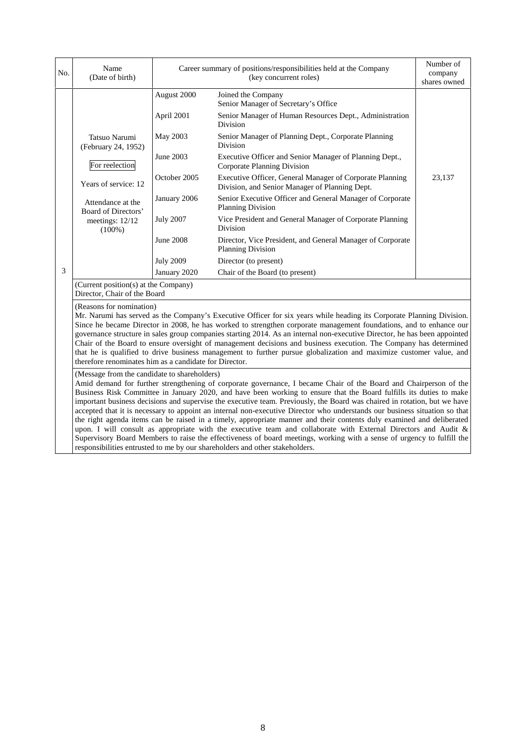| No. | Name (Date of birth) | Career summary of positions/responsibilities held at the Company (key concurrent roles) | | Number of company shares owned |
|---|---|---|---|---|
| 3 | Tatsuo Narumi (February 24, 1952)<br><br>For reelection<br><br>Years of service: 12<br><br>Attendance at the Board of Directors' meetings: 12/12 (100%) | August 2000 | Joined the Company<br>Senior Manager of Secretary's Office | 23,137 |
| | | April 2001 | Senior Manager of Human Resources Dept., Administration Division | |
| | | May 2003 | Senior Manager of Planning Dept., Corporate Planning Division | |
| | | June 2003 | Executive Officer and Senior Manager of Planning Dept., Corporate Planning Division | |
| | | October 2005 | Executive Officer, General Manager of Corporate Planning Division, and Senior Manager of Planning Dept. | |
| | | January 2006 | Senior Executive Officer and General Manager of Corporate Planning Division | |
| | | July 2007 | Vice President and General Manager of Corporate Planning Division | |
| | | June 2008 | Director, Vice President, and General Manager of Corporate Planning Division | |
| | | July 2009 | Director (to present) | |
| | | January 2020 | Chair of the Board (to present) | |

(Current position(s) at the Company)
Director, Chair of the Board

(Reasons for nomination)
Mr. Narumi has served as the Company's Executive Officer for six years while heading its Corporate Planning Division. Since he became Director in 2008, he has worked to strengthen corporate management foundations, and to enhance our governance structure in sales group companies starting 2014. As an internal non-executive Director, he has been appointed Chair of the Board to ensure oversight of management decisions and business execution. The Company has determined that he is qualified to drive business management to further pursue globalization and maximize customer value, and therefore renominates him as a candidate for Director.

(Message from the candidate to shareholders)
Amid demand for further strengthening of corporate governance, I became Chair of the Board and Chairperson of the Business Risk Committee in January 2020, and have been working to ensure that the Board fulfills its duties to make important business decisions and supervise the executive team. Previously, the Board was chaired in rotation, but we have accepted that it is necessary to appoint an internal non-executive Director who understands our business situation so that the right agenda items can be raised in a timely, appropriate manner and their contents duly examined and deliberated upon. I will consult as appropriate with the executive team and collaborate with External Directors and Audit & Supervisory Board Members to raise the effectiveness of board meetings, working with a sense of urgency to fulfill the responsibilities entrusted to me by our shareholders and other stakeholders.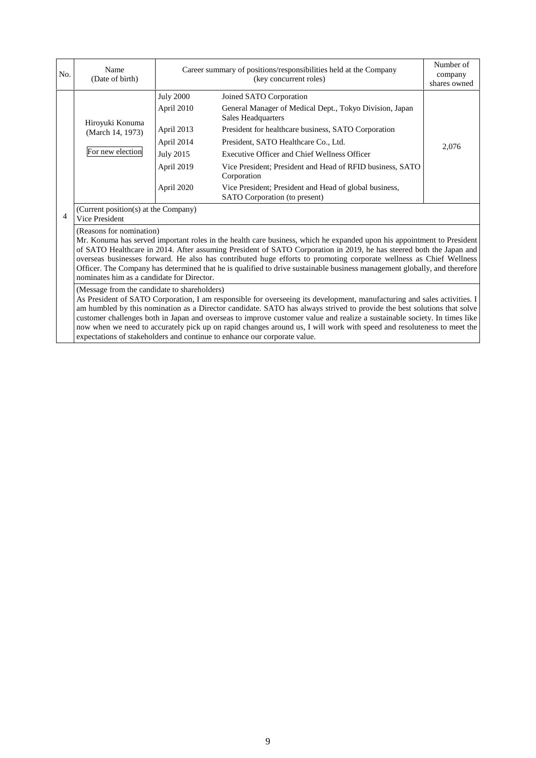| No. | Name (Date of birth) | Career summary of positions/responsibilities held at the Company (key concurrent roles) | | Number of company shares owned |
|---|---|---|---|---|
| 4 | Hiroyuki Konuma (March 14, 1973) For new election | July 2000 | Joined SATO Corporation | 2,076 |
| | | April 2010 | General Manager of Medical Dept., Tokyo Division, Japan Sales Headquarters | |
| | | April 2013 | President for healthcare business, SATO Corporation | |
| | | April 2014 | President, SATO Healthcare Co., Ltd. | |
| | | July 2015 | Executive Officer and Chief Wellness Officer | |
| | | April 2019 | Vice President; President and Head of RFID business, SATO Corporation | |
| | | April 2020 | Vice President; President and Head of global business, SATO Corporation (to present) | |
| | (Current position(s) at the Company) Vice President | | | |
| | (Reasons for nomination) Mr. Konuma has served important roles in the health care business, which he expanded upon his appointment to President of SATO Healthcare in 2014. After assuming President of SATO Corporation in 2019, he has steered both the Japan and overseas businesses forward. He also has contributed huge efforts to promoting corporate wellness as Chief Wellness Officer. The Company has determined that he is qualified to drive sustainable business management globally, and therefore nominates him as a candidate for Director. | | | |
| | (Message from the candidate to shareholders) As President of SATO Corporation, I am responsible for overseeing its development, manufacturing and sales activities. I am humbled by this nomination as a Director candidate. SATO has always strived to provide the best solutions that solve customer challenges both in Japan and overseas to improve customer value and realize a sustainable society. In times like now when we need to accurately pick up on rapid changes around us, I will work with speed and resoluteness to meet the expectations of stakeholders and continue to enhance our corporate value. | | | |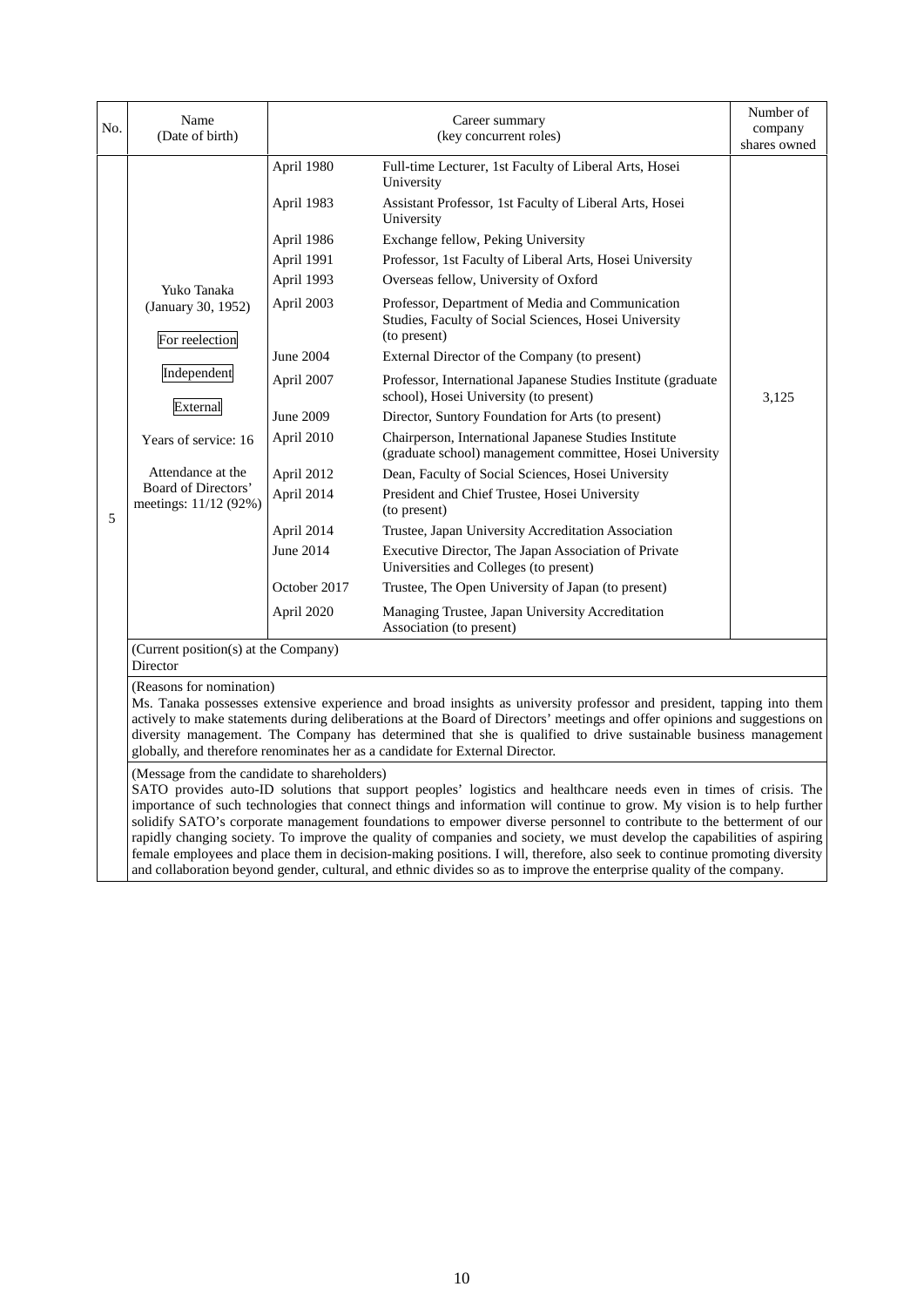| No. | Name (Date of birth) | Career summary (key concurrent roles) | | Number of company shares owned |
|---|---|---|---|---|
| 5 | Yuko Tanaka (January 30, 1952)<br>For reelection<br>Independent<br>External<br>Years of service: 16<br>Attendance at the Board of Directors' meetings: 11/12 (92%) | April 1980 | Full-time Lecturer, 1st Faculty of Liberal Arts, Hosei University | 3,125 |
| | | April 1983 | Assistant Professor, 1st Faculty of Liberal Arts, Hosei University | |
| | | April 1986 | Exchange fellow, Peking University | |
| | | April 1991 | Professor, 1st Faculty of Liberal Arts, Hosei University | |
| | | April 1993 | Overseas fellow, University of Oxford | |
| | | April 2003 | Professor, Department of Media and Communication Studies, Faculty of Social Sciences, Hosei University (to present) | |
| | | June 2004 | External Director of the Company (to present) | |
| | | April 2007 | Professor, International Japanese Studies Institute (graduate school), Hosei University (to present) | |
| | | June 2009 | Director, Suntory Foundation for Arts (to present) | |
| | | April 2010 | Chairperson, International Japanese Studies Institute (graduate school) management committee, Hosei University | |
| | | April 2012 | Dean, Faculty of Social Sciences, Hosei University | |
| | | April 2014 | President and Chief Trustee, Hosei University (to present) | |
| | | April 2014 | Trustee, Japan University Accreditation Association | |
| | | June 2014 | Executive Director, The Japan Association of Private Universities and Colleges (to present) | |
| | | October 2017 | Trustee, The Open University of Japan (to present) | |
| | | April 2020 | Managing Trustee, Japan University Accreditation Association (to present) | |

(Current position(s) at the Company)
Director

(Reasons for nomination)
Ms. Tanaka possesses extensive experience and broad insights as university professor and president, tapping into them actively to make statements during deliberations at the Board of Directors' meetings and offer opinions and suggestions on diversity management. The Company has determined that she is qualified to drive sustainable business management globally, and therefore renominates her as a candidate for External Director.

(Message from the candidate to shareholders)
SATO provides auto-ID solutions that support peoples' logistics and healthcare needs even in times of crisis. The importance of such technologies that connect things and information will continue to grow. My vision is to help further solidify SATO's corporate management foundations to empower diverse personnel to contribute to the betterment of our rapidly changing society. To improve the quality of companies and society, we must develop the capabilities of aspiring female employees and place them in decision-making positions. I will, therefore, also seek to continue promoting diversity and collaboration beyond gender, cultural, and ethnic divides so as to improve the enterprise quality of the company.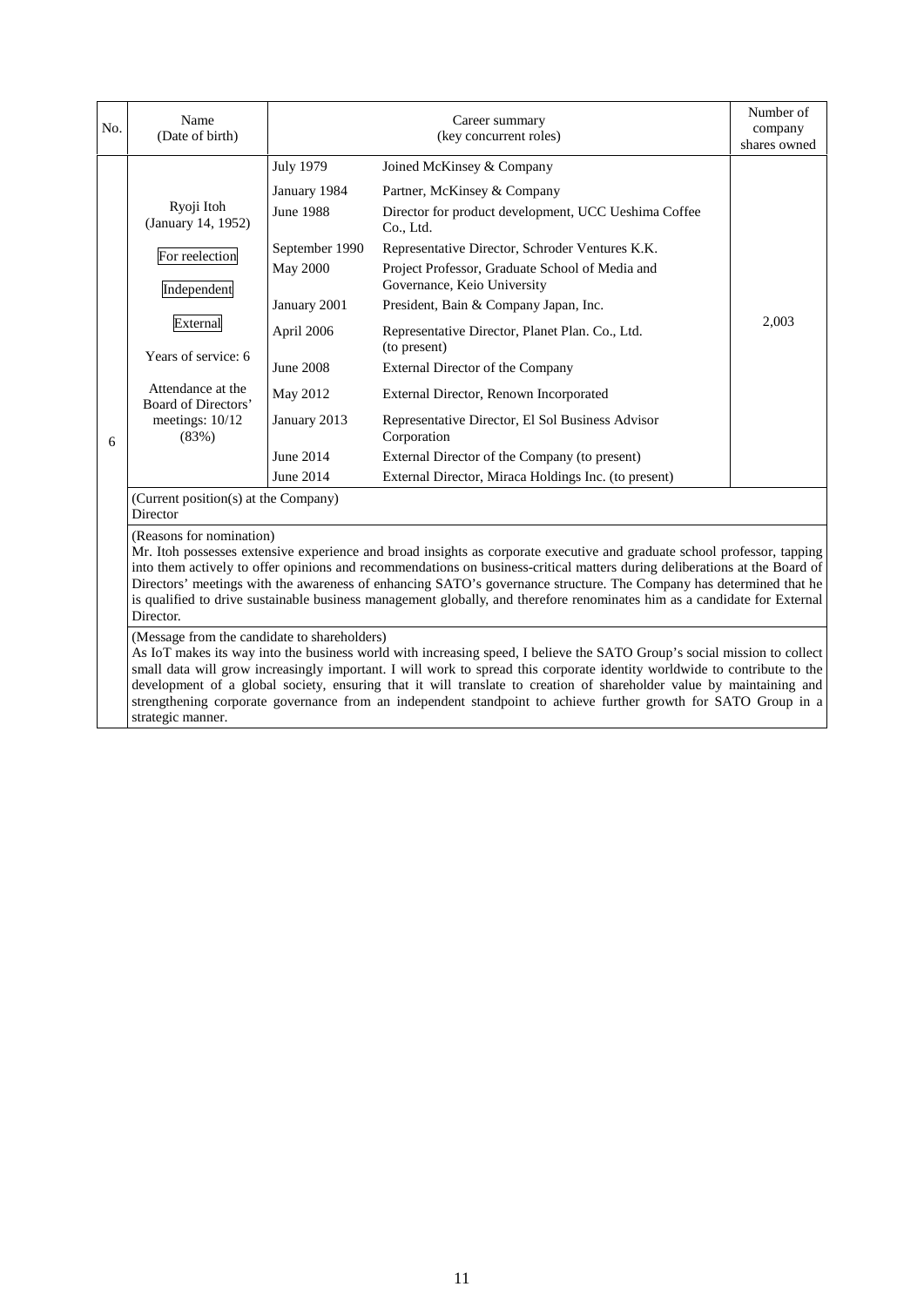| No. | Name (Date of birth) | Career summary (key concurrent roles) | | Number of company shares owned |
|---|---|---|---|---|
| 6 | Ryoji Itoh (January 14, 1952)<br><br>For reelection<br><br>Independent<br><br>External<br><br>Years of service: 6<br><br>Attendance at the Board of Directors' meetings: 10/12 (83%) | July 1979 | Joined McKinsey & Company | 2,003 |
| | | January 1984 | Partner, McKinsey & Company | |
| | | June 1988 | Director for product development, UCC Ueshima Coffee Co., Ltd. | |
| | | September 1990 | Representative Director, Schroder Ventures K.K. | |
| | | May 2000 | Project Professor, Graduate School of Media and Governance, Keio University | |
| | | January 2001 | President, Bain & Company Japan, Inc. | |
| | | April 2006 | Representative Director, Planet Plan. Co., Ltd. (to present) | |
| | | June 2008 | External Director of the Company | |
| | | May 2012 | External Director, Renown Incorporated | |
| | | January 2013 | Representative Director, El Sol Business Advisor Corporation | |
| | | June 2014 | External Director of the Company (to present) | |
| | | June 2014 | External Director, Miraca Holdings Inc. (to present) | |
| | (Current position(s) at the Company)<br>Director | | | |
| | (Reasons for nomination)<br>Mr. Itoh possesses extensive experience and broad insights as corporate executive and graduate school professor, tapping into them actively to offer opinions and recommendations on business-critical matters during deliberations at the Board of Directors' meetings with the awareness of enhancing SATO's governance structure. The Company has determined that he is qualified to drive sustainable business management globally, and therefore renominates him as a candidate for External Director. | | | |
| | (Message from the candidate to shareholders)<br>As IoT makes its way into the business world with increasing speed, I believe the SATO Group's social mission to collect small data will grow increasingly important. I will work to spread this corporate identity worldwide to contribute to the development of a global society, ensuring that it will translate to creation of shareholder value by maintaining and strengthening corporate governance from an independent standpoint to achieve further growth for SATO Group in a strategic manner. | | | |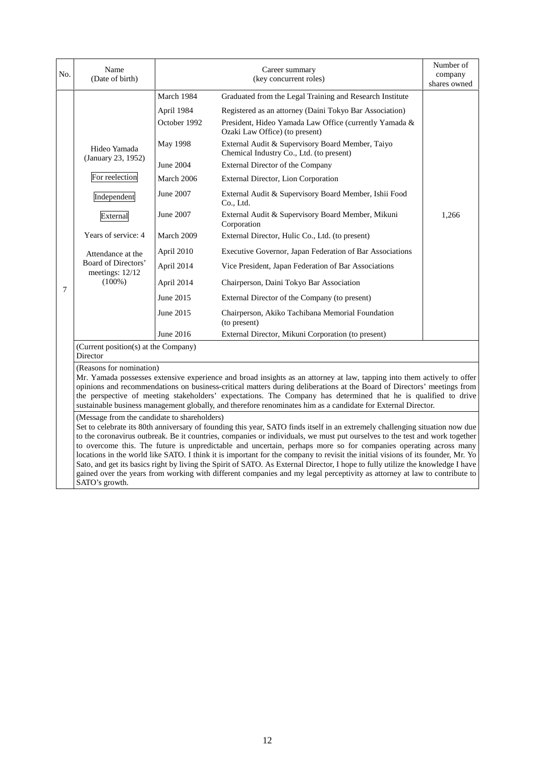| No. | Name (Date of birth) | Career summary (key concurrent roles) | | Number of company shares owned |
|---|---|---|---|---|
| 7 | Hideo Yamada (January 23, 1952)<br><br>For reelection<br><br>Independent<br><br>External<br><br>Years of service: 4<br><br>Attendance at the Board of Directors' meetings: 12/12 (100%) | March 1984 | Graduated from the Legal Training and Research Institute | 1,266 |
| | | April 1984 | Registered as an attorney (Daini Tokyo Bar Association) | |
| | | October 1992 | President, Hideo Yamada Law Office (currently Yamada & Ozaki Law Office) (to present) | |
| | | May 1998 | External Audit & Supervisory Board Member, Taiyo Chemical Industry Co., Ltd. (to present) | |
| | | June 2004 | External Director of the Company | |
| | | March 2006 | External Director, Lion Corporation | |
| | | June 2007 | External Audit & Supervisory Board Member, Ishii Food Co., Ltd. | |
| | | June 2007 | External Audit & Supervisory Board Member, Mikuni Corporation | |
| | | March 2009 | External Director, Hulic Co., Ltd. (to present) | |
| | | April 2010 | Executive Governor, Japan Federation of Bar Associations | |
| | | April 2014 | Vice President, Japan Federation of Bar Associations | |
| | | April 2014 | Chairperson, Daini Tokyo Bar Association | |
| | | June 2015 | External Director of the Company (to present) | |
| | | June 2015 | Chairperson, Akiko Tachibana Memorial Foundation (to present) | |
| | | June 2016 | External Director, Mikuni Corporation (to present) | |

(Current position(s) at the Company)
Director

(Reasons for nomination)
Mr. Yamada possesses extensive experience and broad insights as an attorney at law, tapping into them actively to offer opinions and recommendations on business-critical matters during deliberations at the Board of Directors' meetings from the perspective of meeting stakeholders' expectations. The Company has determined that he is qualified to drive sustainable business management globally, and therefore renominates him as a candidate for External Director.

(Message from the candidate to shareholders)
Set to celebrate its 80th anniversary of founding this year, SATO finds itself in an extremely challenging situation now due to the coronavirus outbreak. Be it countries, companies or individuals, we must put ourselves to the test and work together to overcome this. The future is unpredictable and uncertain, perhaps more so for companies operating across many locations in the world like SATO. I think it is important for the company to revisit the initial visions of its founder, Mr. Yo Sato, and get its basics right by living the Spirit of SATO. As External Director, I hope to fully utilize the knowledge I have gained over the years from working with different companies and my legal perceptivity as attorney at law to contribute to SATO's growth.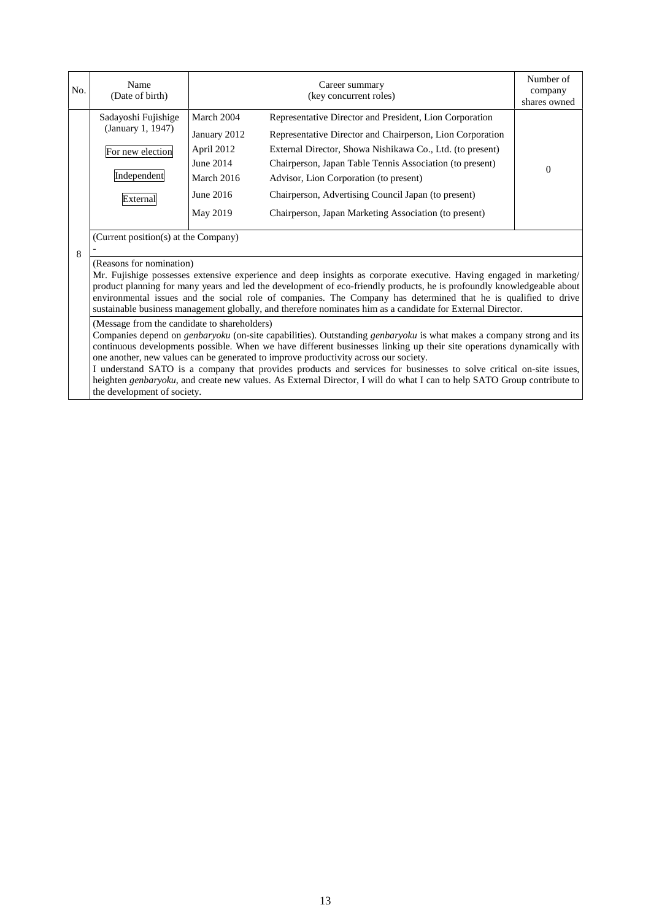| No. | Name (Date of birth) | Career summary (key concurrent roles) | | Number of company shares owned |
|---|---|---|---|---|
| 8 | Sadayoshi Fujishige (January 1, 1947)<br><br>For new election<br><br>Independent<br><br>External | March 2004 | Representative Director and President, Lion Corporation | 0 |
| | | January 2012 | Representative Director and Chairperson, Lion Corporation | |
| | | April 2012 | External Director, Showa Nishikawa Co., Ltd. (to present) | |
| | | June 2014 | Chairperson, Japan Table Tennis Association (to present) | |
| | | March 2016 | Advisor, Lion Corporation (to present) | |
| | | June 2016 | Chairperson, Advertising Council Japan (to present) | |
| | | May 2019 | Chairperson, Japan Marketing Association (to present) | |
| | (Current position(s) at the Company)<br>- | | | |
| | (Reasons for nomination)<br>Mr. Fujishige possesses extensive experience and deep insights as corporate executive. Having engaged in marketing/ product planning for many years and led the development of eco-friendly products, he is profoundly knowledgeable about environmental issues and the social role of companies. The Company has determined that he is qualified to drive sustainable business management globally, and therefore nominates him as a candidate for External Director. | | | |
| | (Message from the candidate to shareholders)<br>Companies depend on *genbaryoku* (on-site capabilities). Outstanding *genbaryoku* is what makes a company strong and its continuous developments possible. When we have different businesses linking up their site operations dynamically with one another, new values can be generated to improve productivity across our society.<br>I understand SATO is a company that provides products and services for businesses to solve critical on-site issues, heighten *genbaryoku*, and create new values. As External Director, I will do what I can to help SATO Group contribute to the development of society. | | | |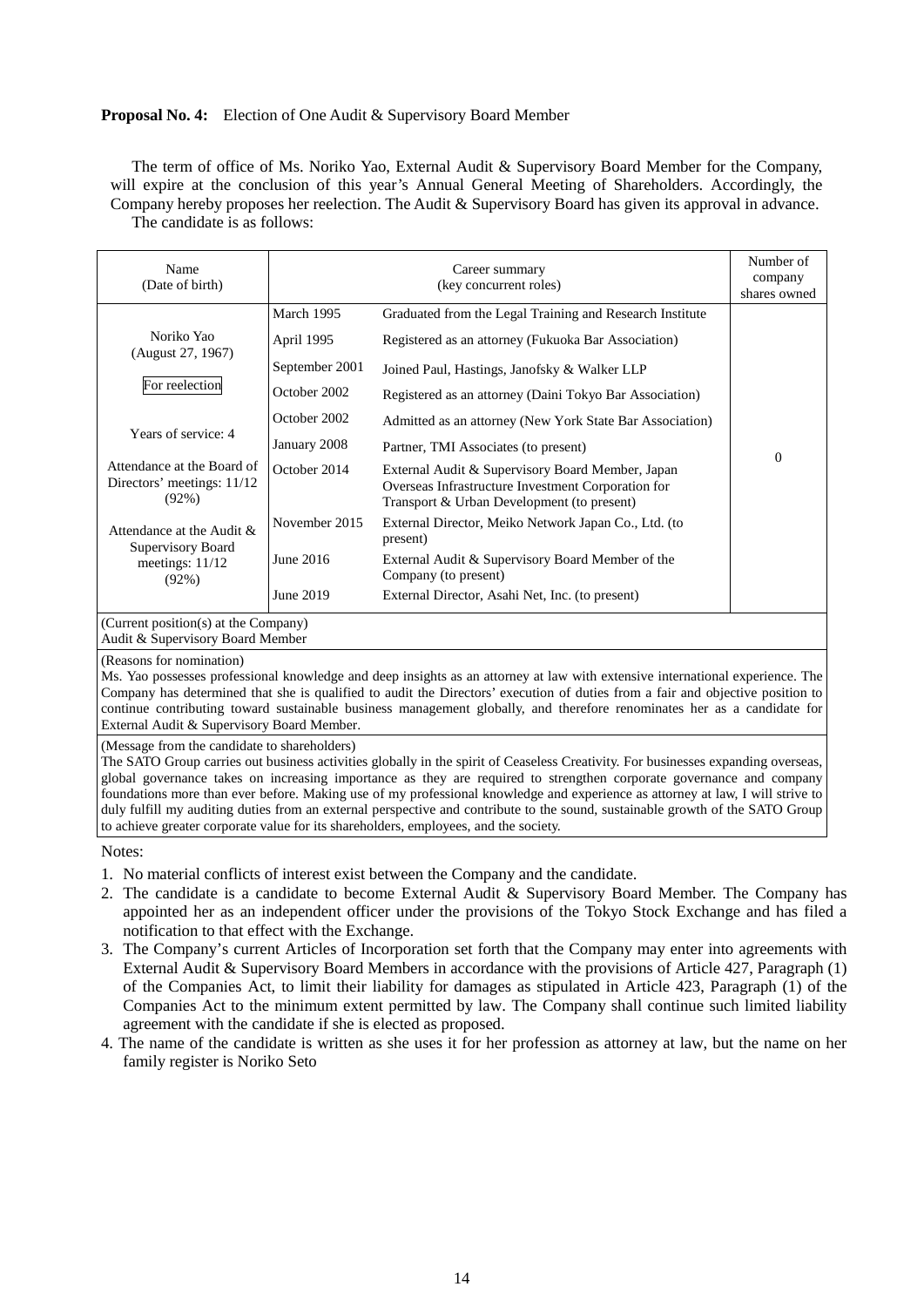**Proposal No. 4:** Election of One Audit & Supervisory Board Member

The term of office of Ms. Noriko Yao, External Audit & Supervisory Board Member for the Company, will expire at the conclusion of this year's Annual General Meeting of Shareholders. Accordingly, the Company hereby proposes her reelection. The Audit & Supervisory Board has given its approval in advance.

The candidate is as follows:

| Name (Date of birth) | Career summary (key concurrent roles) | | Number of company shares owned |
|---|---|---|---|
| Noriko Yao (August 27, 1967)<br><br>For reelection<br><br>Years of service: 4<br><br>Attendance at the Board of Directors' meetings: 11/12 (92%)<br><br>Attendance at the Audit & Supervisory Board meetings: 11/12 (92%) | March 1995 | Graduated from the Legal Training and Research Institute | 0 |
| | April 1995 | Registered as an attorney (Fukuoka Bar Association) | |
| | September 2001 | Joined Paul, Hastings, Janofsky & Walker LLP | |
| | October 2002 | Registered as an attorney (Daini Tokyo Bar Association) | |
| | October 2002 | Admitted as an attorney (New York State Bar Association) | |
| | January 2008 | Partner, TMI Associates (to present) | |
| | October 2014 | External Audit & Supervisory Board Member, Japan Overseas Infrastructure Investment Corporation for Transport & Urban Development (to present) | |
| | November 2015 | External Director, Meiko Network Japan Co., Ltd. (to present) | |
| | June 2016 | External Audit & Supervisory Board Member of the Company (to present) | |
| | June 2019 | External Director, Asahi Net, Inc. (to present) | |

(Current position(s) at the Company)
Audit & Supervisory Board Member

(Reasons for nomination)
Ms. Yao possesses professional knowledge and deep insights as an attorney at law with extensive international experience. The Company has determined that she is qualified to audit the Directors' execution of duties from a fair and objective position to continue contributing toward sustainable business management globally, and therefore renominates her as a candidate for External Audit & Supervisory Board Member.

(Message from the candidate to shareholders)
The SATO Group carries out business activities globally in the spirit of Ceaseless Creativity. For businesses expanding overseas, global governance takes on increasing importance as they are required to strengthen corporate governance and company foundations more than ever before. Making use of my professional knowledge and experience as attorney at law, I will strive to duly fulfill my auditing duties from an external perspective and contribute to the sound, sustainable growth of the SATO Group to achieve greater corporate value for its shareholders, employees, and the society.

Notes:

1. No material conflicts of interest exist between the Company and the candidate.
2. The candidate is a candidate to become External Audit & Supervisory Board Member. The Company has appointed her as an independent officer under the provisions of the Tokyo Stock Exchange and has filed a notification to that effect with the Exchange.
3. The Company's current Articles of Incorporation set forth that the Company may enter into agreements with External Audit & Supervisory Board Members in accordance with the provisions of Article 427, Paragraph (1) of the Companies Act, to limit their liability for damages as stipulated in Article 423, Paragraph (1) of the Companies Act to the minimum extent permitted by law. The Company shall continue such limited liability agreement with the candidate if she is elected as proposed.
4. The name of the candidate is written as she uses it for her profession as attorney at law, but the name on her family register is Noriko Seto